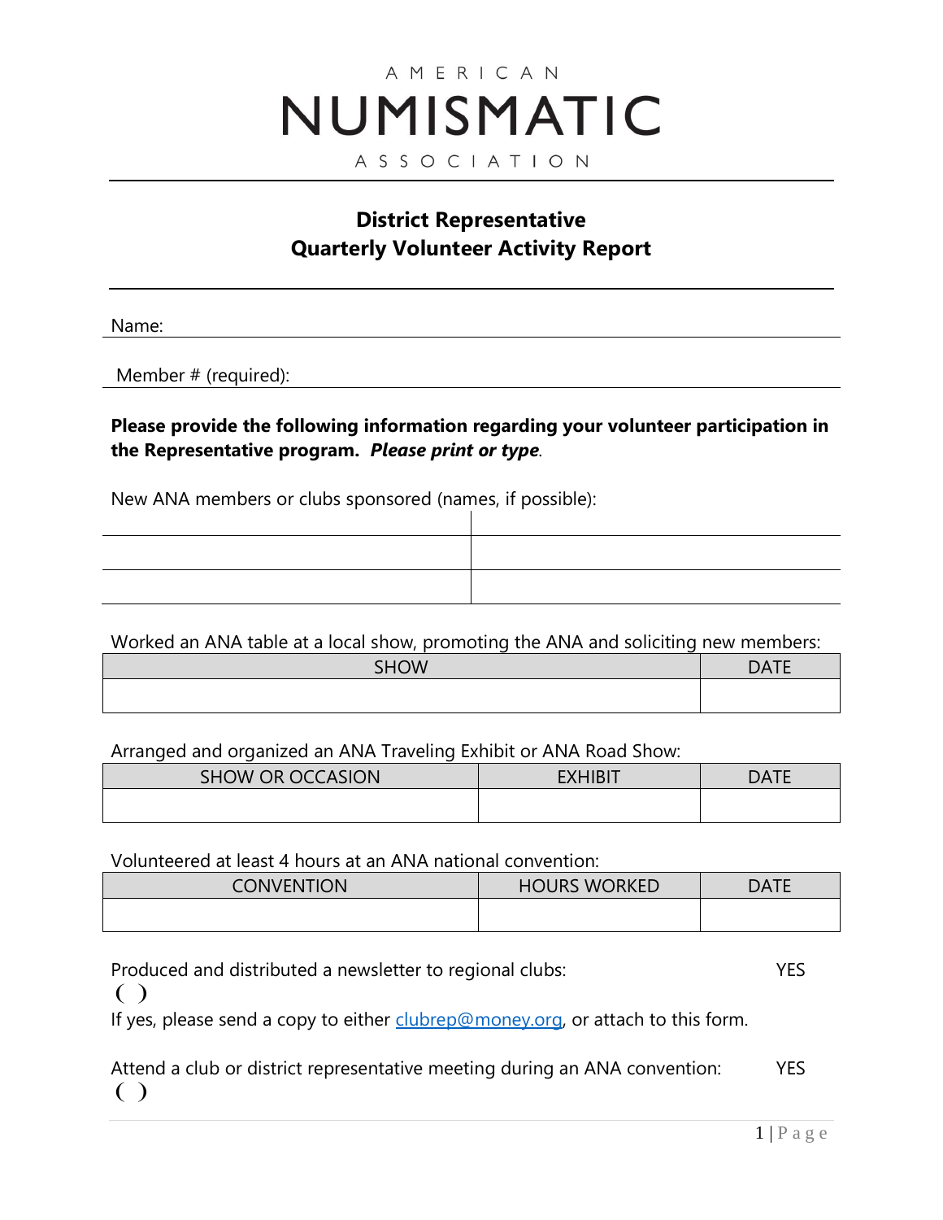AMERICAN
# NUMISMATIC
ASSOCIATION

---

## District Representative
## Quarterly Volunteer Activity Report

---

Name:

Member # (required):

**Please provide the following information regarding your volunteer participation in the Representative program.** ***Please print or type*****.**

New ANA members or clubs sponsored (names, if possible):

| | |
|---|---|
| | |
| | |

Worked an ANA table at a local show, promoting the ANA and soliciting new members:

| SHOW | DATE |
|---|---|
| | |

Arranged and organized an ANA Traveling Exhibit or ANA Road Show:

| SHOW OR OCCASION | EXHIBIT | DATE |
|---|---|---|
| | | |

Volunteered at least 4 hours at an ANA national convention:

| CONVENTION | HOURS WORKED | DATE |
|---|---|---|
| | | |

Produced and distributed a newsletter to regional clubs: YES ( )

If yes, please send a copy to either clubrep@money.org, or attach to this form.

Attend a club or district representative meeting during an ANA convention: YES ( )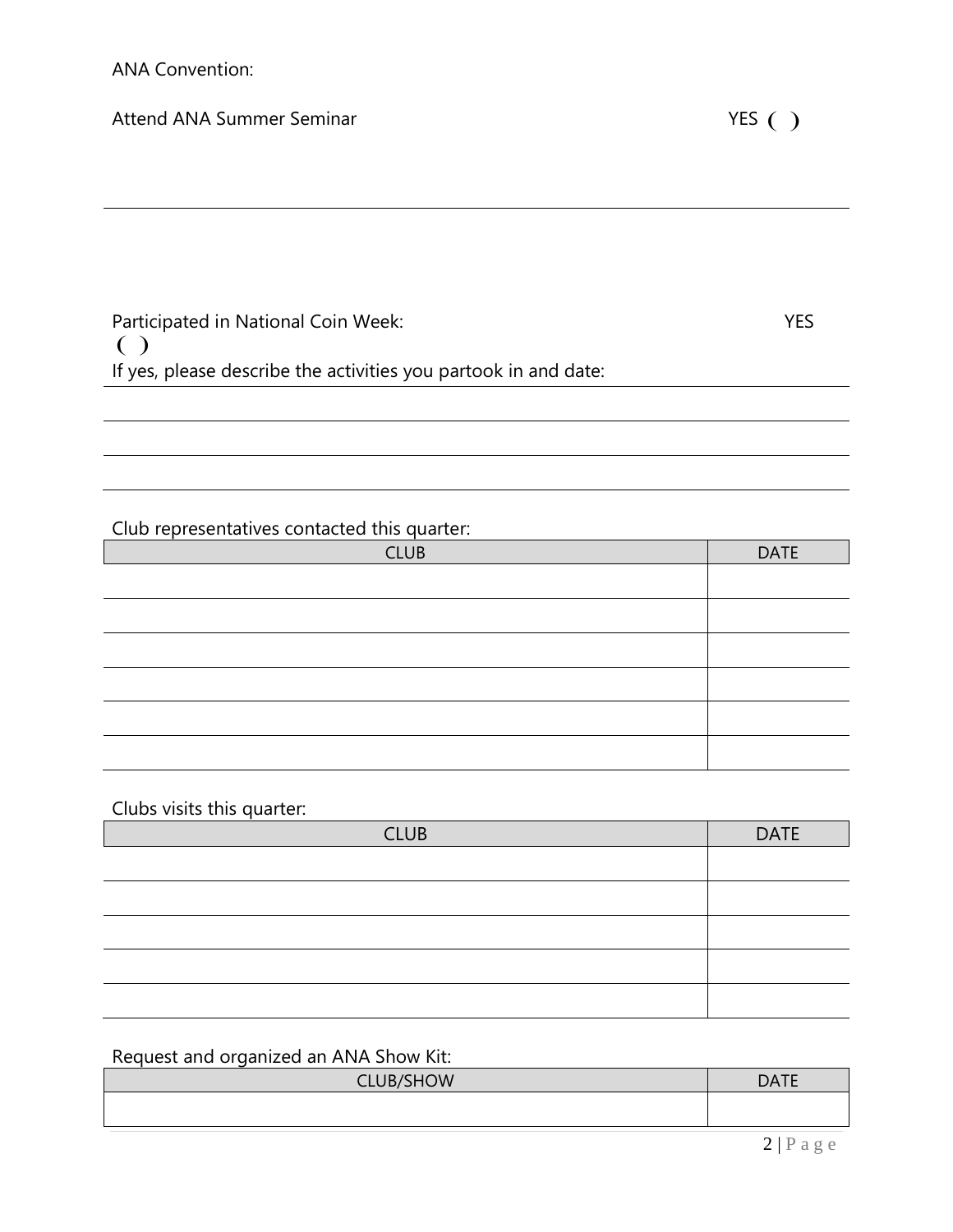ANA Convention:

Attend ANA Summer Seminar YES ( )

---

Participated in National Coin Week: YES ( )

If yes, please describe the activities you partook in and date:

---

---

---

Club representatives contacted this quarter:

| CLUB | DATE |
|---|---|
| | |
| | |
| | |
| | |
| | |
| | |

Clubs visits this quarter:

| CLUB | DATE |
|---|---|
| | |
| | |
| | |
| | |
| | |

Request and organized an ANA Show Kit:

| CLUB/SHOW | DATE |
|---|---|
| | |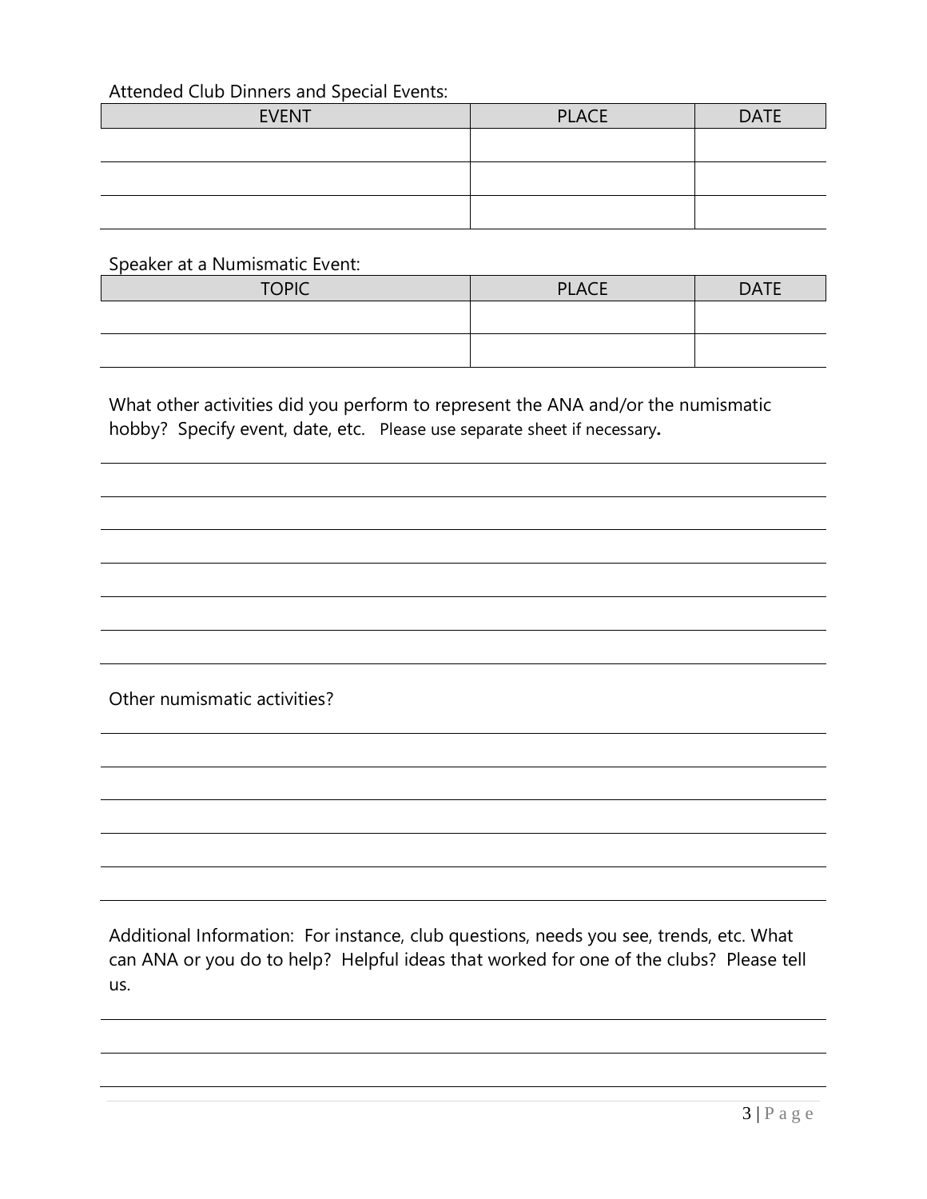Attended Club Dinners and Special Events:

| EVENT | PLACE | DATE |
| --- | --- | --- |
| | | |
| | | |
| | | |

Speaker at a Numismatic Event:

| TOPIC | PLACE | DATE |
| --- | --- | --- |
| | | |
| | | |

What other activities did you perform to represent the ANA and/or the numismatic hobby? Specify event, date, etc. Please use separate sheet if necessary**.**

Other numismatic activities?

Additional Information: For instance, club questions, needs you see, trends, etc. What can ANA or you do to help? Helpful ideas that worked for one of the clubs? Please tell us.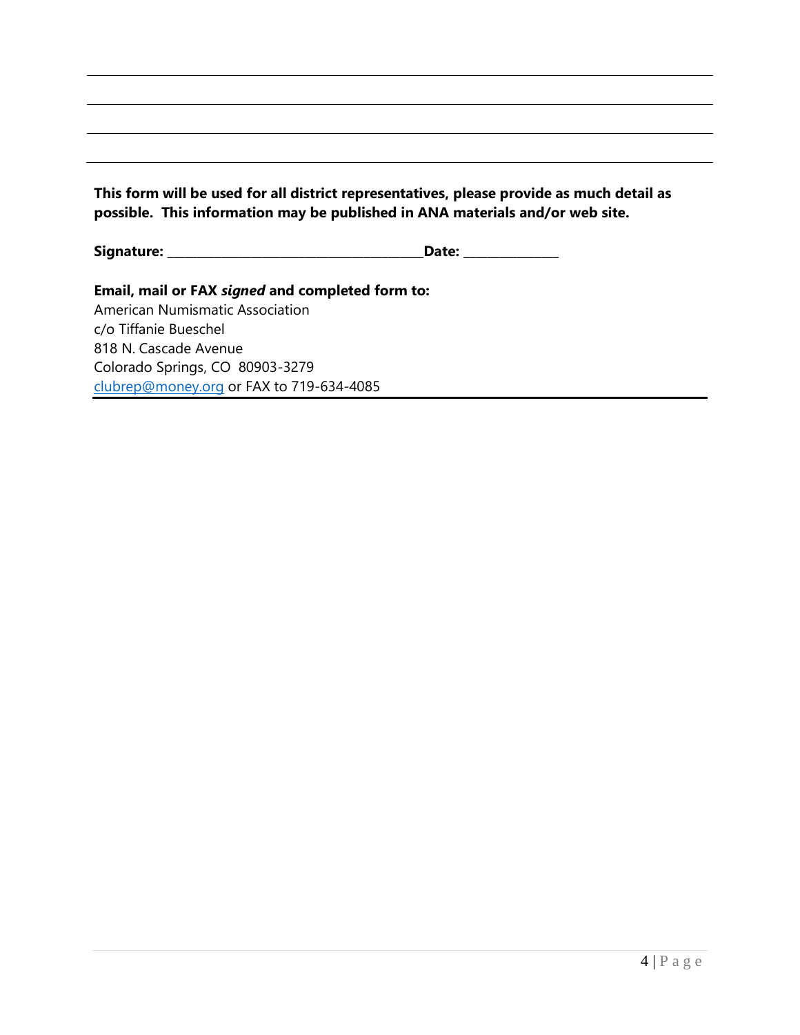**This form will be used for all district representatives, please provide as much detail as possible. This information may be published in ANA materials and/or web site.**

**Signature:** ______________________________________**Date:** ______________

**Email, mail or FAX *signed* and completed form to:**
American Numismatic Association
c/o Tiffanie Bueschel
818 N. Cascade Avenue
Colorado Springs, CO 80903-3279
clubrep@money.org or FAX to 719-634-4085